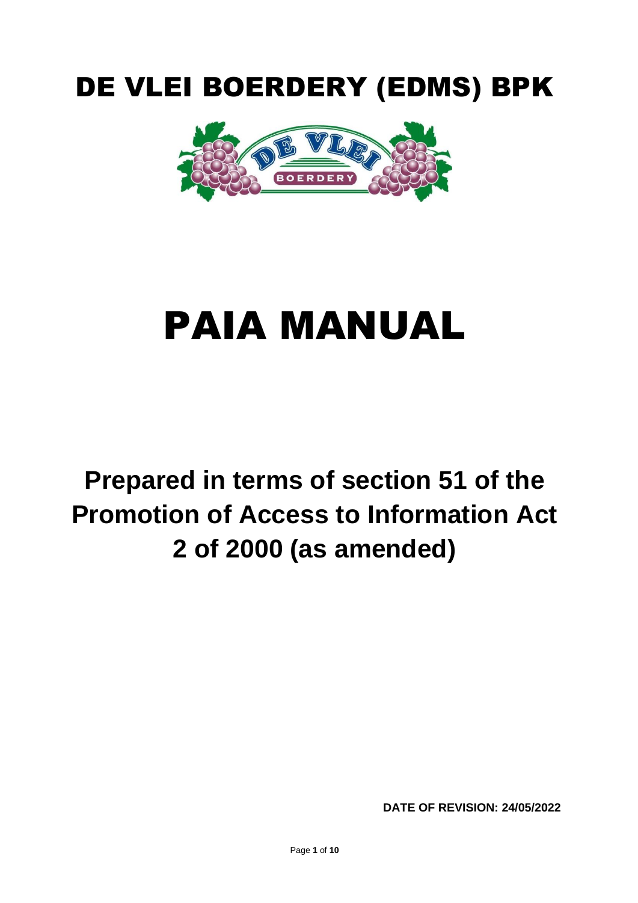# DE VLEI BOERDERY (EDMS) BPK

# PAIA MANUAL

## Prepared in terms of section 51 of the Promotion of Access to Information Act 2 of 2000 (as amended)

**DATE OF REVISION: 24/05/2022**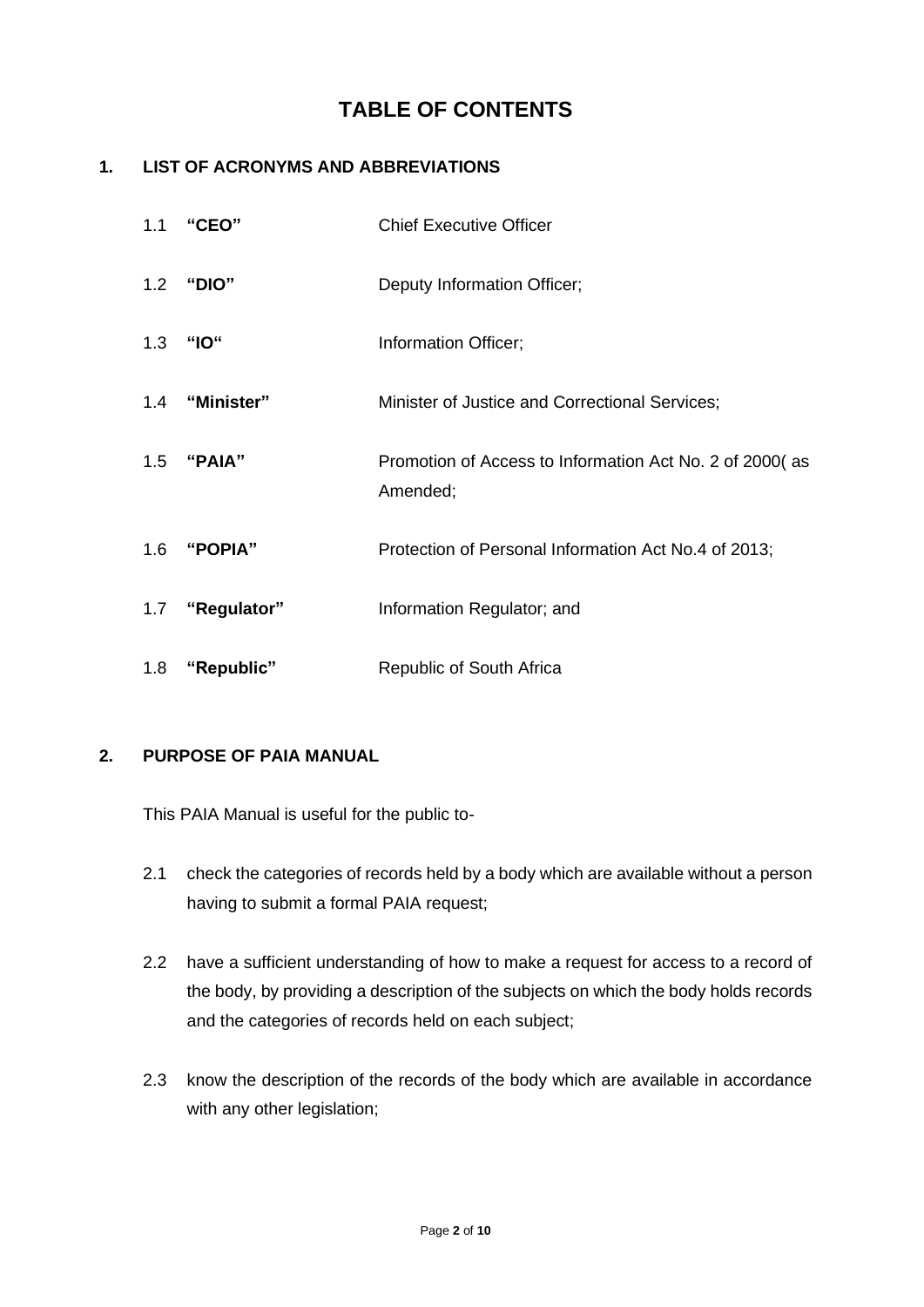# TABLE OF CONTENTS

## 1. LIST OF ACRONYMS AND ABBREVIATIONS

| | | |
|---|---|---|
| 1.1 | **"CEO"** | Chief Executive Officer |
| 1.2 | **"DIO"** | Deputy Information Officer; |
| 1.3 | **"IO"** | Information Officer; |
| 1.4 | **"Minister"** | Minister of Justice and Correctional Services; |
| 1.5 | **"PAIA"** | Promotion of Access to Information Act No. 2 of 2000( as Amended; |
| 1.6 | **"POPIA"** | Protection of Personal Information Act No.4 of 2013; |
| 1.7 | **"Regulator"** | Information Regulator; and |
| 1.8 | **"Republic"** | Republic of South Africa |

## 2. PURPOSE OF PAIA MANUAL

This PAIA Manual is useful for the public to-

2.1 check the categories of records held by a body which are available without a person having to submit a formal PAIA request;

2.2 have a sufficient understanding of how to make a request for access to a record of the body, by providing a description of the subjects on which the body holds records and the categories of records held on each subject;

2.3 know the description of the records of the body which are available in accordance with any other legislation;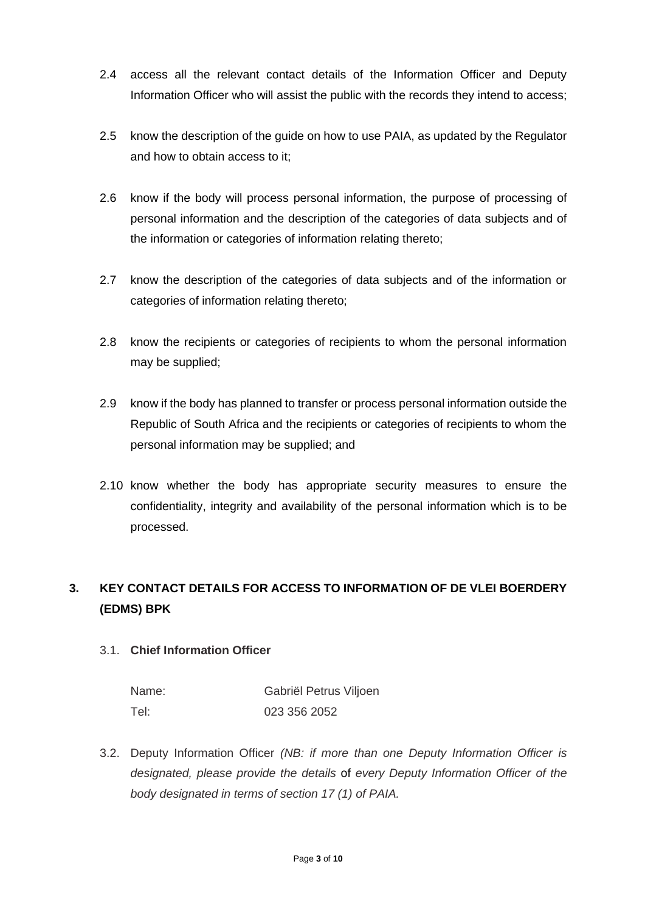2.4 access all the relevant contact details of the Information Officer and Deputy Information Officer who will assist the public with the records they intend to access;

2.5 know the description of the guide on how to use PAIA, as updated by the Regulator and how to obtain access to it;

2.6 know if the body will process personal information, the purpose of processing of personal information and the description of the categories of data subjects and of the information or categories of information relating thereto;

2.7 know the description of the categories of data subjects and of the information or categories of information relating thereto;

2.8 know the recipients or categories of recipients to whom the personal information may be supplied;

2.9 know if the body has planned to transfer or process personal information outside the Republic of South Africa and the recipients or categories of recipients to whom the personal information may be supplied; and

2.10 know whether the body has appropriate security measures to ensure the confidentiality, integrity and availability of the personal information which is to be processed.

## 3. KEY CONTACT DETAILS FOR ACCESS TO INFORMATION OF DE VLEI BOERDERY (EDMS) BPK

3.1. **Chief Information Officer**

| | |
|---|---|
| Name: | Gabriël Petrus Viljoen |
| Tel: | 023 356 2052 |

3.2. Deputy Information Officer *(NB: if more than one Deputy Information Officer is designated, please provide the details* of *every Deputy Information Officer of the body designated in terms of section 17 (1) of PAIA.*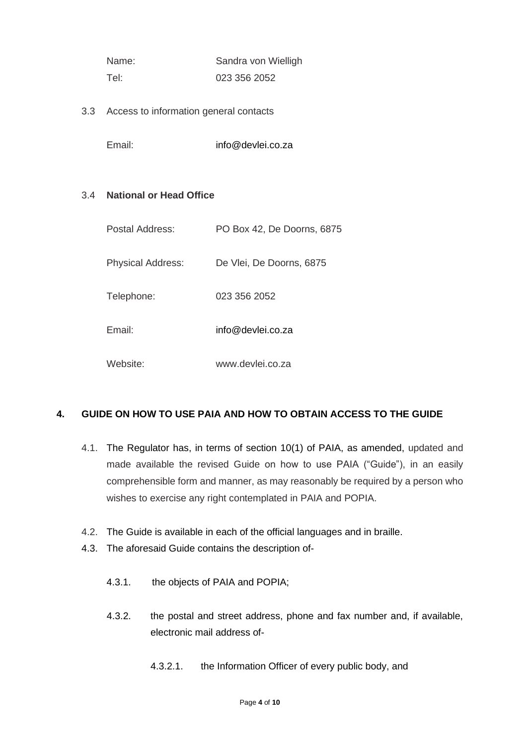| | |
|---|---|
| Name: | Sandra von Wielligh |
| Tel: | 023 356 2052 |

3.3 Access to information general contacts

| | |
|---|---|
| Email: | info@devlei.co.za |

3.4 **National or Head Office**

| | |
|---|---|
| Postal Address: | PO Box 42, De Doorns, 6875 |
| Physical Address: | De Vlei, De Doorns, 6875 |
| Telephone: | 023 356 2052 |
| Email: | info@devlei.co.za |
| Website: | www.devlei.co.za |

## 4. GUIDE ON HOW TO USE PAIA AND HOW TO OBTAIN ACCESS TO THE GUIDE

4.1. The Regulator has, in terms of section 10(1) of PAIA, as amended, updated and made available the revised Guide on how to use PAIA ("Guide"), in an easily comprehensible form and manner, as may reasonably be required by a person who wishes to exercise any right contemplated in PAIA and POPIA.

4.2. The Guide is available in each of the official languages and in braille.

4.3. The aforesaid Guide contains the description of-

4.3.1. the objects of PAIA and POPIA;

4.3.2. the postal and street address, phone and fax number and, if available, electronic mail address of-

4.3.2.1. the Information Officer of every public body, and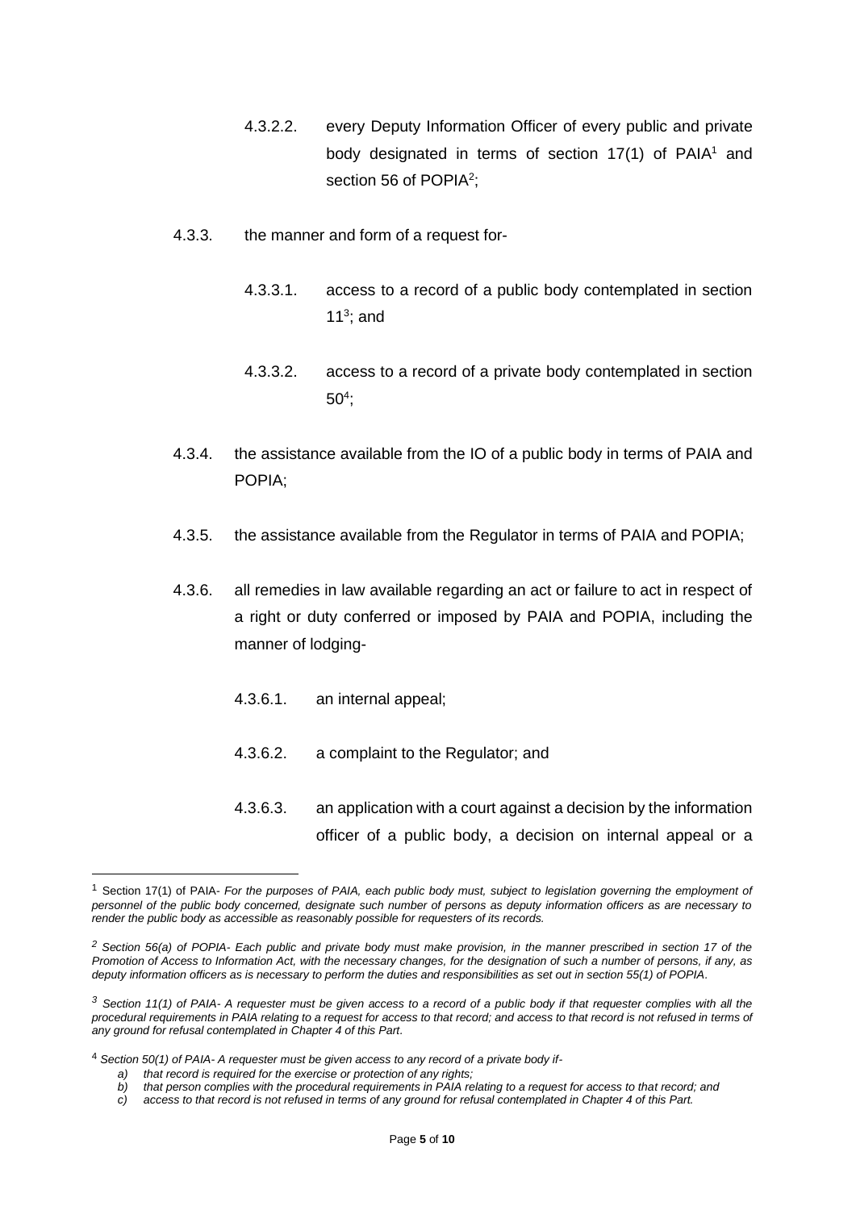4.3.2.2. every Deputy Information Officer of every public and private body designated in terms of section 17(1) of PAIA[1] and section 56 of POPIA[2];

4.3.3. the manner and form of a request for-

4.3.3.1. access to a record of a public body contemplated in section 11[3]; and

4.3.3.2. access to a record of a private body contemplated in section 50[4];

4.3.4. the assistance available from the IO of a public body in terms of PAIA and POPIA;

4.3.5. the assistance available from the Regulator in terms of PAIA and POPIA;

4.3.6. all remedies in law available regarding an act or failure to act in respect of a right or duty conferred or imposed by PAIA and POPIA, including the manner of lodging-

4.3.6.1. an internal appeal;

4.3.6.2. a complaint to the Regulator; and

4.3.6.3. an application with a court against a decision by the information officer of a public body, a decision on internal appeal or a

---

[1] Section 17(1) of PAIA- *For the purposes of PAIA, each public body must, subject to legislation governing the employment of personnel of the public body concerned, designate such number of persons as deputy information officers as are necessary to render the public body as accessible as reasonably possible for requesters of its records.*

[2] *Section 56(a) of POPIA- Each public and private body must make provision, in the manner prescribed in section 17 of the Promotion of Access to Information Act, with the necessary changes, for the designation of such a number of persons, if any, as deputy information officers as is necessary to perform the duties and responsibilities as set out in section 55(1) of POPIA.*

[3] *Section 11(1) of PAIA- A requester must be given access to a record of a public body if that requester complies with all the procedural requirements in PAIA relating to a request for access to that record; and access to that record is not refused in terms of any ground for refusal contemplated in Chapter 4 of this Part.*

[4] *Section 50(1) of PAIA- A requester must be given access to any record of a private body if-*

*a) that record is required for the exercise or protection of any rights;*
*b) that person complies with the procedural requirements in PAIA relating to a request for access to that record; and*
*c) access to that record is not refused in terms of any ground for refusal contemplated in Chapter 4 of this Part.*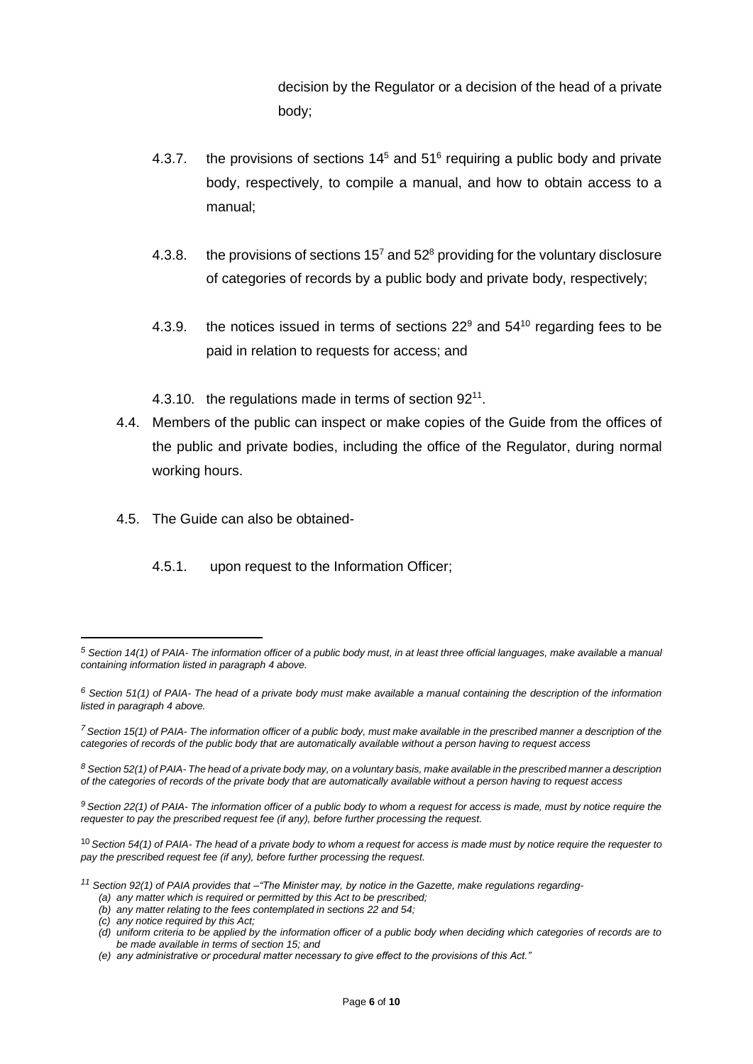decision by the Regulator or a decision of the head of a private body;

4.3.7. the provisions of sections 14[5] and 51[6] requiring a public body and private body, respectively, to compile a manual, and how to obtain access to a manual;

4.3.8. the provisions of sections 15[7] and 52[8] providing for the voluntary disclosure of categories of records by a public body and private body, respectively;

4.3.9. the notices issued in terms of sections 22[9] and 54[10] regarding fees to be paid in relation to requests for access; and

4.3.10. the regulations made in terms of section 92[11].

4.4. Members of the public can inspect or make copies of the Guide from the offices of the public and private bodies, including the office of the Regulator, during normal working hours.

4.5. The Guide can also be obtained-

4.5.1. upon request to the Information Officer;

---

[5] *Section 14(1) of PAIA- The information officer of a public body must, in at least three official languages, make available a manual containing information listed in paragraph 4 above.*

[6] *Section 51(1) of PAIA- The head of a private body must make available a manual containing the description of the information listed in paragraph 4 above.*

[7] *Section 15(1) of PAIA- The information officer of a public body, must make available in the prescribed manner a description of the categories of records of the public body that are automatically available without a person having to request access*

[8] *Section 52(1) of PAIA- The head of a private body may, on a voluntary basis, make available in the prescribed manner a description of the categories of records of the private body that are automatically available without a person having to request access*

[9] *Section 22(1) of PAIA- The information officer of a public body to whom a request for access is made, must by notice require the requester to pay the prescribed request fee (if any), before further processing the request.*

[10] *Section 54(1) of PAIA- The head of a private body to whom a request for access is made must by notice require the requester to pay the prescribed request fee (if any), before further processing the request.*

[11] *Section 92(1) of PAIA provides that –"The Minister may, by notice in the Gazette, make regulations regarding-*

*(a) any matter which is required or permitted by this Act to be prescribed;*
*(b) any matter relating to the fees contemplated in sections 22 and 54;*
*(c) any notice required by this Act;*
*(d) uniform criteria to be applied by the information officer of a public body when deciding which categories of records are to be made available in terms of section 15; and*
*(e) any administrative or procedural matter necessary to give effect to the provisions of this Act."*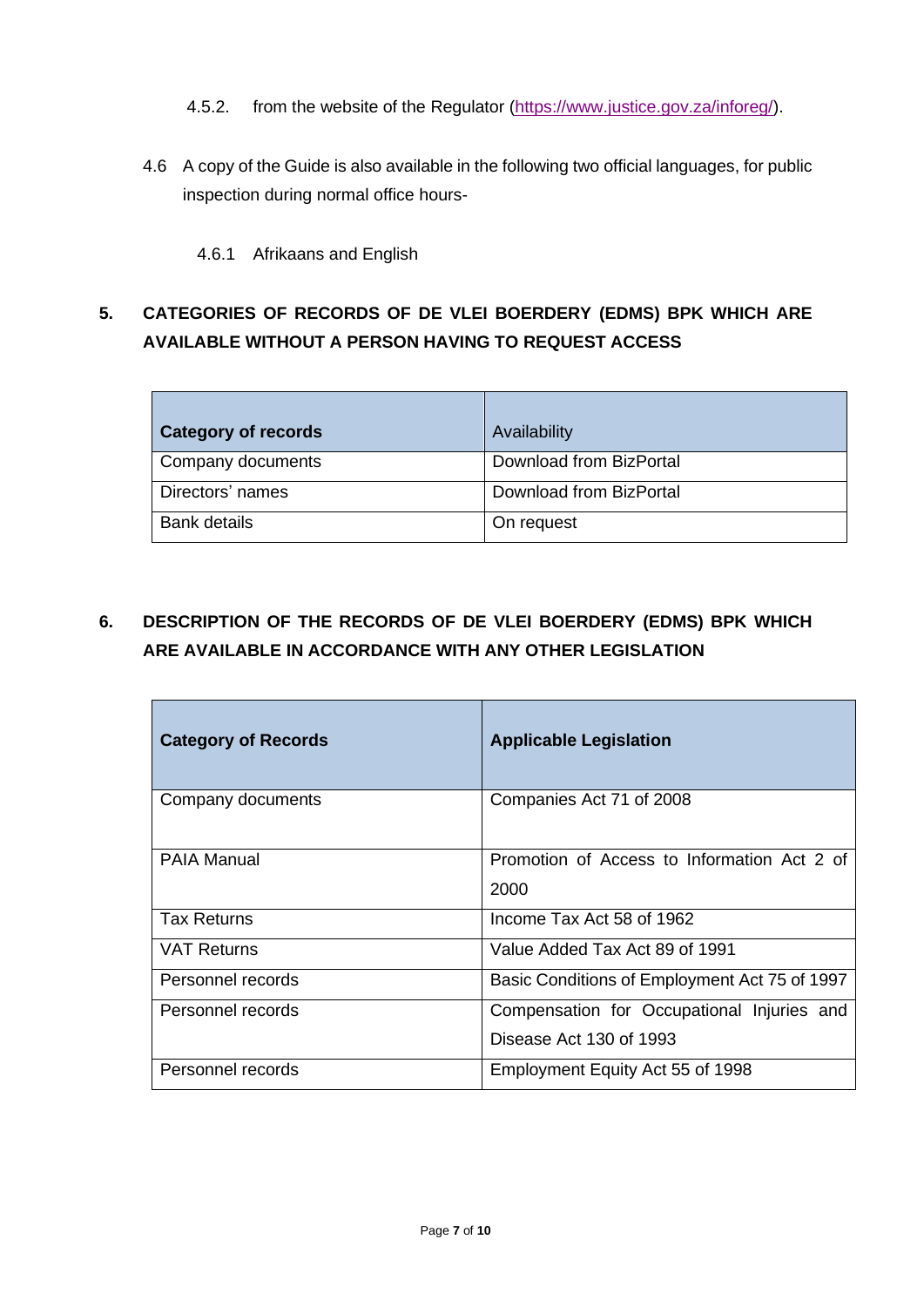4.5.2. from the website of the Regulator ([https://www.justice.gov.za/inforeg/](https://www.justice.gov.za/inforeg/)).

4.6 A copy of the Guide is also available in the following two official languages, for public inspection during normal office hours-

4.6.1 Afrikaans and English

## 5. CATEGORIES OF RECORDS OF DE VLEI BOERDERY (EDMS) BPK WHICH ARE AVAILABLE WITHOUT A PERSON HAVING TO REQUEST ACCESS

| **Category of records** | Availability |
|---|---|
| Company documents | Download from BizPortal |
| Directors' names | Download from BizPortal |
| Bank details | On request |

## 6. DESCRIPTION OF THE RECORDS OF DE VLEI BOERDERY (EDMS) BPK WHICH ARE AVAILABLE IN ACCORDANCE WITH ANY OTHER LEGISLATION

| **Category of Records** | **Applicable Legislation** |
|---|---|
| Company documents | Companies Act 71 of 2008 |
| PAIA Manual | Promotion of Access to Information Act 2 of 2000 |
| Tax Returns | Income Tax Act 58 of 1962 |
| VAT Returns | Value Added Tax Act 89 of 1991 |
| Personnel records | Basic Conditions of Employment Act 75 of 1997 |
| Personnel records | Compensation for Occupational Injuries and Disease Act 130 of 1993 |
| Personnel records | Employment Equity Act 55 of 1998 |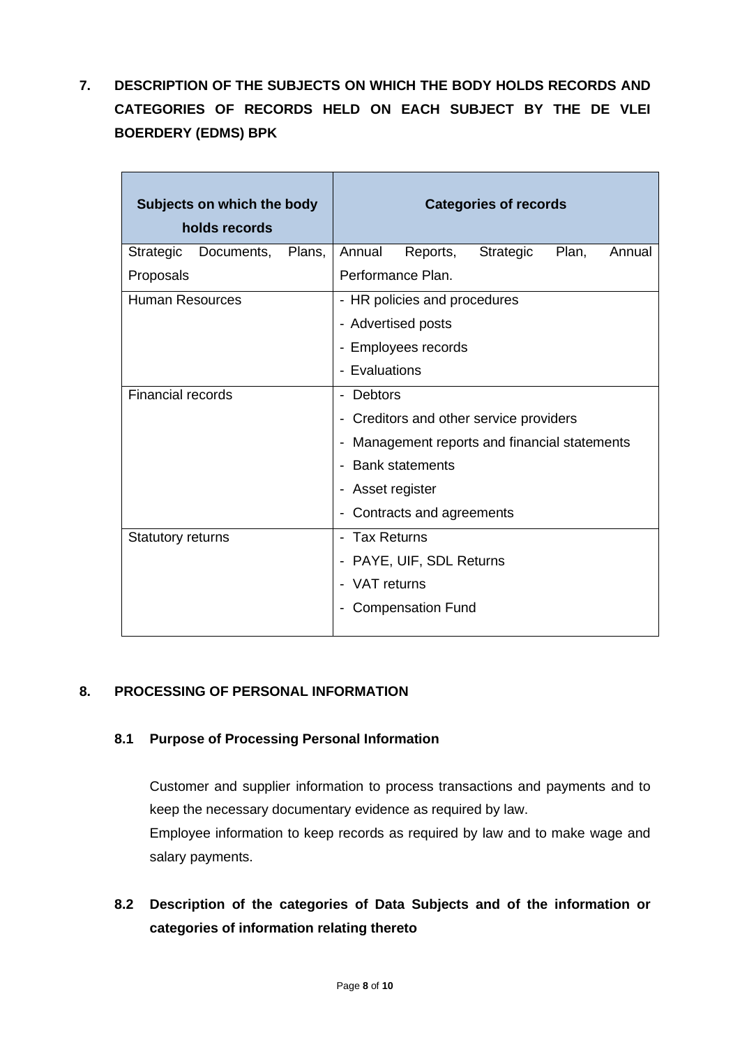## 7. DESCRIPTION OF THE SUBJECTS ON WHICH THE BODY HOLDS RECORDS AND CATEGORIES OF RECORDS HELD ON EACH SUBJECT BY THE DE VLEI BOERDERY (EDMS) BPK

| Subjects on which the body holds records | Categories of records |
|---|---|
| Strategic Documents, Plans, Proposals | Annual Reports, Strategic Plan, Annual Performance Plan. |
| Human Resources | - HR policies and procedures<br>- Advertised posts<br>- Employees records<br>- Evaluations |
| Financial records | - Debtors<br>- Creditors and other service providers<br>- Management reports and financial statements<br>- Bank statements<br>- Asset register<br>- Contracts and agreements |
| Statutory returns | - Tax Returns<br>- PAYE, UIF, SDL Returns<br>- VAT returns<br>- Compensation Fund |

## 8. PROCESSING OF PERSONAL INFORMATION

### 8.1 Purpose of Processing Personal Information

Customer and supplier information to process transactions and payments and to keep the necessary documentary evidence as required by law.
Employee information to keep records as required by law and to make wage and salary payments.

### 8.2 Description of the categories of Data Subjects and of the information or categories of information relating thereto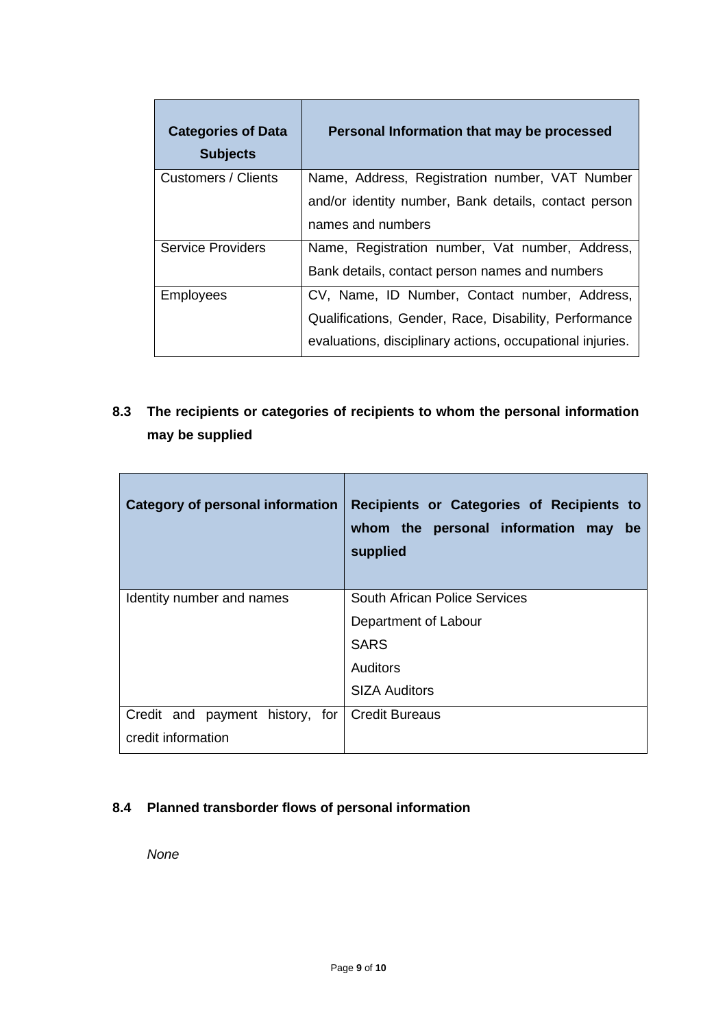| **Categories of Data Subjects** | **Personal Information that may be processed** |
| --- | --- |
| Customers / Clients | Name, Address, Registration number, VAT Number and/or identity number, Bank details, contact person names and numbers |
| Service Providers | Name, Registration number, Vat number, Address, Bank details, contact person names and numbers |
| Employees | CV, Name, ID Number, Contact number, Address, Qualifications, Gender, Race, Disability, Performance evaluations, disciplinary actions, occupational injuries. |

### 8.3 The recipients or categories of recipients to whom the personal information may be supplied

| **Category of personal information** | **Recipients or Categories of Recipients to whom the personal information may be supplied** |
| --- | --- |
| Identity number and names | South African Police Services<br>Department of Labour<br>SARS<br>Auditors<br>SIZA Auditors |
| Credit and payment history, for credit information | Credit Bureaus |

### 8.4 Planned transborder flows of personal information

*None*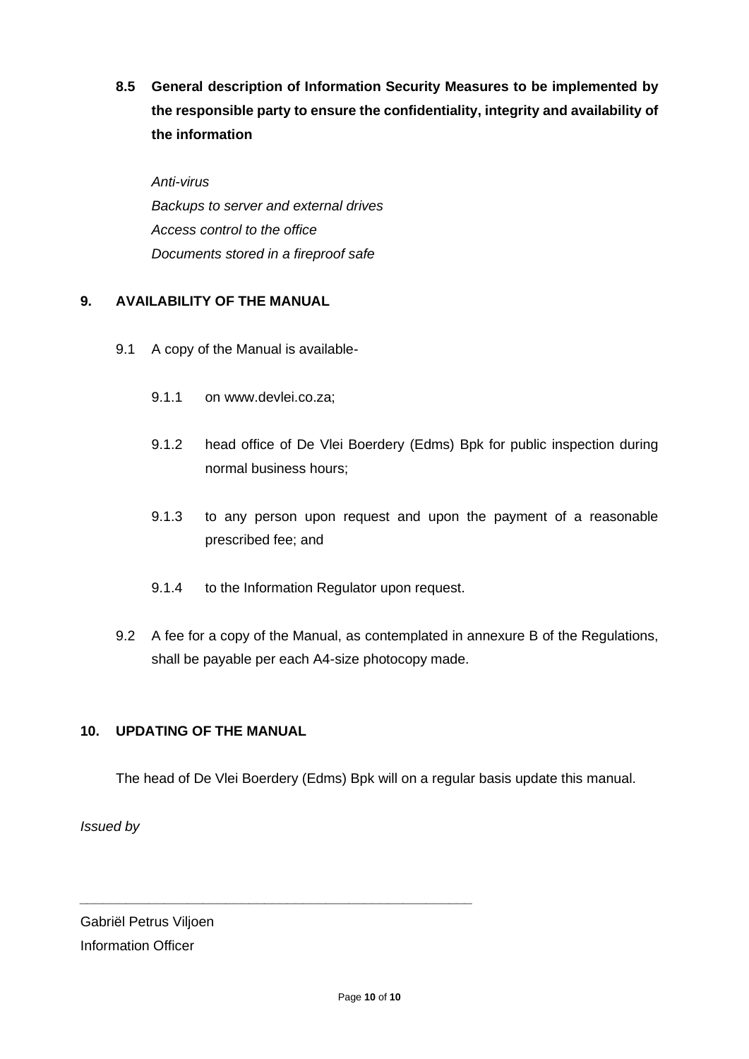**8.5 General description of Information Security Measures to be implemented by the responsible party to ensure the confidentiality, integrity and availability of the information**

*Anti-virus*
*Backups to server and external drives*
*Access control to the office*
*Documents stored in a fireproof safe*

## 9. AVAILABILITY OF THE MANUAL

9.1 A copy of the Manual is available-

9.1.1 on www.devlei.co.za;

9.1.2 head office of De Vlei Boerdery (Edms) Bpk for public inspection during normal business hours;

9.1.3 to any person upon request and upon the payment of a reasonable prescribed fee; and

9.1.4 to the Information Regulator upon request.

9.2 A fee for a copy of the Manual, as contemplated in annexure B of the Regulations, shall be payable per each A4-size photocopy made.

## 10. UPDATING OF THE MANUAL

The head of De Vlei Boerdery (Edms) Bpk will on a regular basis update this manual.

*Issued by*

_______________________________________________

Gabriël Petrus Viljoen
Information Officer